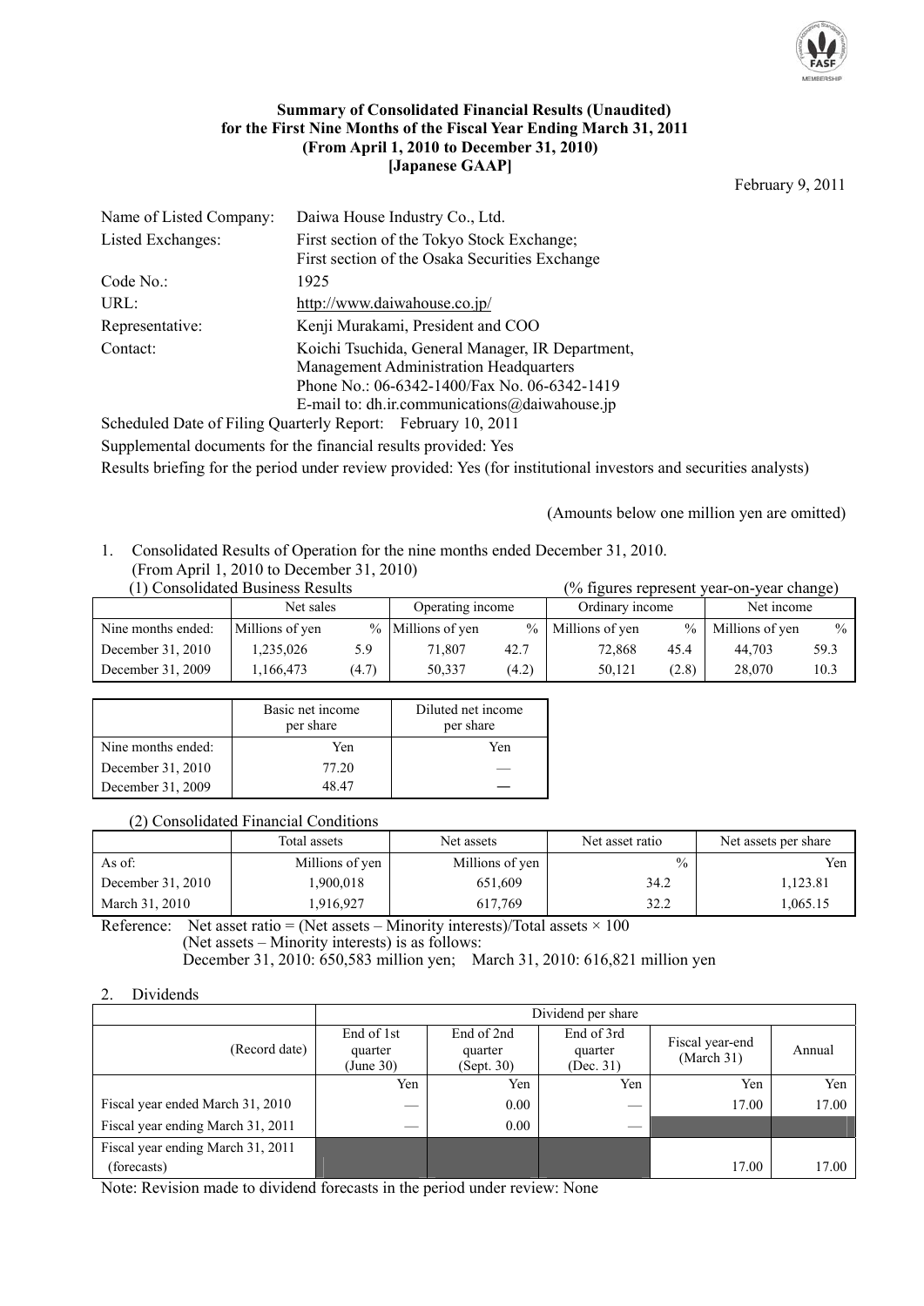# Summary of Consolidated Financial Results (Unaudited) for the First Nine Months of the Fiscal Year Ending March 31, 2011 (From April 1, 2010 to December 31, 2010) [Japanese GAAP]

February 9, 2011

| | |
|---|---|
| Name of Listed Company: | Daiwa House Industry Co., Ltd. |
| Listed Exchanges: | First section of the Tokyo Stock Exchange; First section of the Osaka Securities Exchange |
| Code No.: | 1925 |
| URL: | http://www.daiwahouse.co.jp/ |
| Representative: | Kenji Murakami, President and COO |
| Contact: | Koichi Tsuchida, General Manager, IR Department, Management Administration Headquarters<br>Phone No.: 06-6342-1400/Fax No. 06-6342-1419<br>E-mail to: dh.ir.communications@daiwahouse.jp |

Scheduled Date of Filing Quarterly Report: February 10, 2011

Supplemental documents for the financial results provided: Yes

Results briefing for the period under review provided: Yes (for institutional investors and securities analysts)

(Amounts below one million yen are omitted)

1. Consolidated Results of Operation for the nine months ended December 31, 2010. (From April 1, 2010 to December 31, 2010)

(1) Consolidated Business Results (% figures represent year-on-year change)

| | Net sales | | Operating income | | Ordinary income | | Net income | |
|---|---|---|---|---|---|---|---|---|
| Nine months ended: | Millions of yen | % | Millions of yen | % | Millions of yen | % | Millions of yen | % |
| December 31, 2010 | 1,235,026 | 5.9 | 71,807 | 42.7 | 72,868 | 45.4 | 44,703 | 59.3 |
| December 31, 2009 | 1,166,473 | (4.7) | 50,337 | (4.2) | 50,121 | (2.8) | 28,070 | 10.3 |

| | Basic net income per share | Diluted net income per share |
|---|---|---|
| Nine months ended: | Yen | Yen |
| December 31, 2010 | 77.20 | — |
| December 31, 2009 | 48.47 | — |

(2) Consolidated Financial Conditions

| | Total assets | Net assets | Net asset ratio | Net assets per share |
|---|---|---|---|---|
| As of: | Millions of yen | Millions of yen | % | Yen |
| December 31, 2010 | 1,900,018 | 651,609 | 34.2 | 1,123.81 |
| March 31, 2010 | 1,916,927 | 617,769 | 32.2 | 1,065.15 |

Reference: Net asset ratio = (Net assets – Minority interests)/Total assets × 100
(Net assets – Minority interests) is as follows:
December 31, 2010: 650,583 million yen; March 31, 2010: 616,821 million yen

2. Dividends

| | Dividend per share | | | | |
|---|---|---|---|---|---|
| (Record date) | End of 1st quarter (June 30) | End of 2nd quarter (Sept. 30) | End of 3rd quarter (Dec. 31) | Fiscal year-end (March 31) | Annual |
| | Yen | Yen | Yen | Yen | Yen |
| Fiscal year ended March 31, 2010 | — | 0.00 | — | 17.00 | 17.00 |
| Fiscal year ending March 31, 2011 | — | 0.00 | — | | |
| Fiscal year ending March 31, 2011 (forecasts) | | | | 17.00 | 17.00 |

Note: Revision made to dividend forecasts in the period under review: None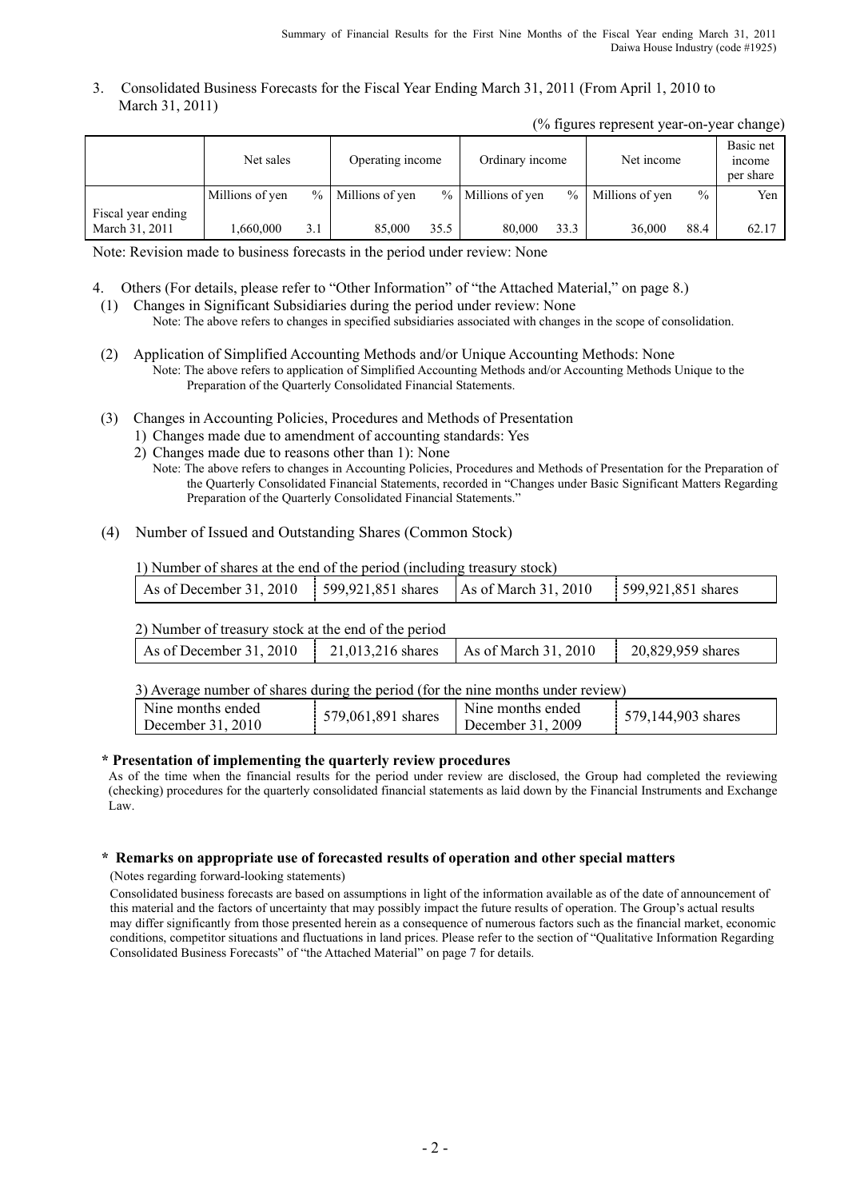3. Consolidated Business Forecasts for the Fiscal Year Ending March 31, 2011 (From April 1, 2010 to March 31, 2011)

(% figures represent year-on-year change)

| | Net sales | | Operating income | | Ordinary income | | Net income | | Basic net income per share |
|---|---|---|---|---|---|---|---|---|---|
| | Millions of yen | % | Millions of yen | % | Millions of yen | % | Millions of yen | % | Yen |
| Fiscal year ending March 31, 2011 | 1,660,000 | 3.1 | 85,000 | 35.5 | 80,000 | 33.3 | 36,000 | 88.4 | 62.17 |

Note: Revision made to business forecasts in the period under review: None

4. Others (For details, please refer to "Other Information" of "the Attached Material," on page 8.)

(1) Changes in Significant Subsidiaries during the period under review: None

Note: The above refers to changes in specified subsidiaries associated with changes in the scope of consolidation.

(2) Application of Simplified Accounting Methods and/or Unique Accounting Methods: None

Note: The above refers to application of Simplified Accounting Methods and/or Accounting Methods Unique to the Preparation of the Quarterly Consolidated Financial Statements.

(3) Changes in Accounting Policies, Procedures and Methods of Presentation

1) Changes made due to amendment of accounting standards: Yes

2) Changes made due to reasons other than 1): None

Note: The above refers to changes in Accounting Policies, Procedures and Methods of Presentation for the Preparation of the Quarterly Consolidated Financial Statements, recorded in "Changes under Basic Significant Matters Regarding Preparation of the Quarterly Consolidated Financial Statements."

(4) Number of Issued and Outstanding Shares (Common Stock)

1) Number of shares at the end of the period (including treasury stock)

| As of December 31, 2010 | 599,921,851 shares | As of March 31, 2010 | 599,921,851 shares |
|---|---|---|---|

2) Number of treasury stock at the end of the period

| As of December 31, 2010 | 21,013,216 shares | As of March 31, 2010 | 20,829,959 shares |
|---|---|---|---|

3) Average number of shares during the period (for the nine months under review)

| Nine months ended December 31, 2010 | 579,061,891 shares | Nine months ended December 31, 2009 | 579,144,903 shares |
|---|---|---|---|

**\* Presentation of implementing the quarterly review procedures**

As of the time when the financial results for the period under review are disclosed, the Group had completed the reviewing (checking) procedures for the quarterly consolidated financial statements as laid down by the Financial Instruments and Exchange Law.

**\* Remarks on appropriate use of forecasted results of operation and other special matters**

(Notes regarding forward-looking statements)

Consolidated business forecasts are based on assumptions in light of the information available as of the date of announcement of this material and the factors of uncertainty that may possibly impact the future results of operation. The Group's actual results may differ significantly from those presented herein as a consequence of numerous factors such as the financial market, economic conditions, competitor situations and fluctuations in land prices. Please refer to the section of "Qualitative Information Regarding Consolidated Business Forecasts" of "the Attached Material" on page 7 for details.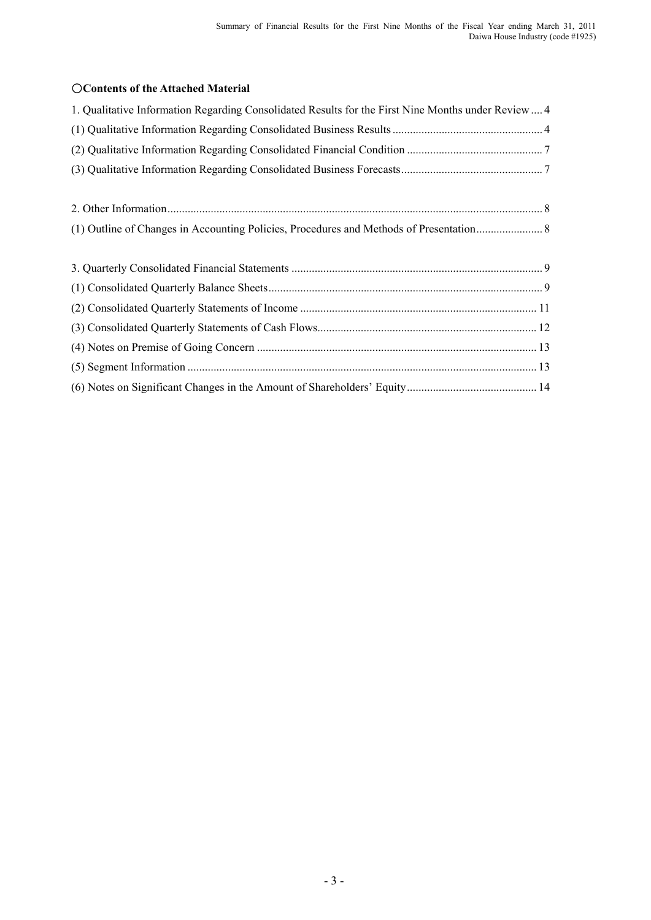## ○Contents of the Attached Material

1. Qualitative Information Regarding Consolidated Results for the First Nine Months under Review .... 4
(1) Qualitative Information Regarding Consolidated Business Results .................................................... 4
(2) Qualitative Information Regarding Consolidated Financial Condition ............................................... 7
(3) Qualitative Information Regarding Consolidated Business Forecasts................................................. 7

2. Other Information.................................................................................................................................. 8
(1) Outline of Changes in Accounting Policies, Procedures and Methods of Presentation....................... 8

3. Quarterly Consolidated Financial Statements ....................................................................................... 9
(1) Consolidated Quarterly Balance Sheets.............................................................................................. 9
(2) Consolidated Quarterly Statements of Income ................................................................................. 11
(3) Consolidated Quarterly Statements of Cash Flows........................................................................... 12
(4) Notes on Premise of Going Concern ................................................................................................ 13
(5) Segment Information ........................................................................................................................ 13
(6) Notes on Significant Changes in the Amount of Shareholders' Equity............................................. 14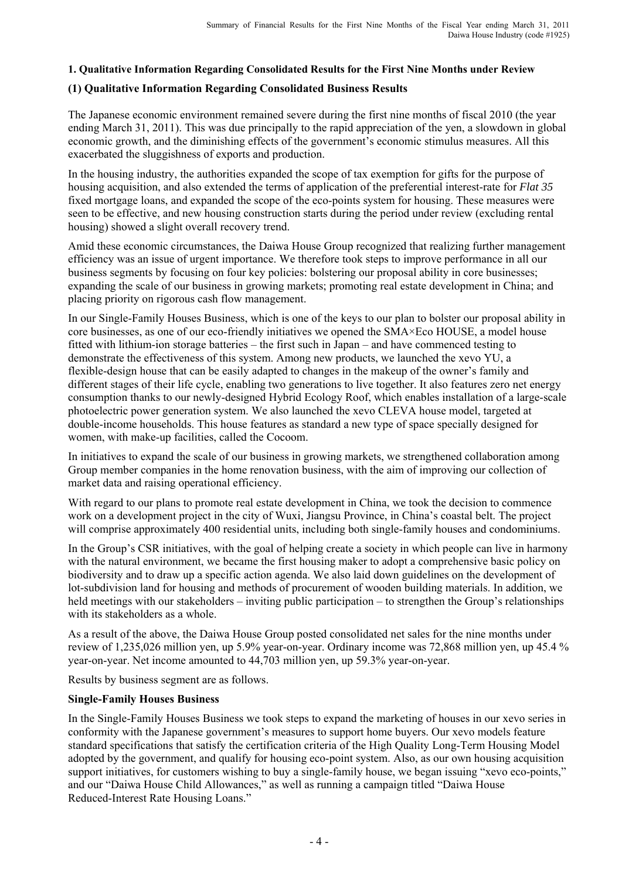### 1. Qualitative Information Regarding Consolidated Results for the First Nine Months under Review

### (1) Qualitative Information Regarding Consolidated Business Results

The Japanese economic environment remained severe during the first nine months of fiscal 2010 (the year ending March 31, 2011). This was due principally to the rapid appreciation of the yen, a slowdown in global economic growth, and the diminishing effects of the government's economic stimulus measures. All this exacerbated the sluggishness of exports and production.

In the housing industry, the authorities expanded the scope of tax exemption for gifts for the purpose of housing acquisition, and also extended the terms of application of the preferential interest-rate for *Flat 35* fixed mortgage loans, and expanded the scope of the eco-points system for housing. These measures were seen to be effective, and new housing construction starts during the period under review (excluding rental housing) showed a slight overall recovery trend.

Amid these economic circumstances, the Daiwa House Group recognized that realizing further management efficiency was an issue of urgent importance. We therefore took steps to improve performance in all our business segments by focusing on four key policies: bolstering our proposal ability in core businesses; expanding the scale of our business in growing markets; promoting real estate development in China; and placing priority on rigorous cash flow management.

In our Single-Family Houses Business, which is one of the keys to our plan to bolster our proposal ability in core businesses, as one of our eco-friendly initiatives we opened the SMA×Eco HOUSE, a model house fitted with lithium-ion storage batteries – the first such in Japan – and have commenced testing to demonstrate the effectiveness of this system. Among new products, we launched the xevo YU, a flexible-design house that can be easily adapted to changes in the makeup of the owner's family and different stages of their life cycle, enabling two generations to live together. It also features zero net energy consumption thanks to our newly-designed Hybrid Ecology Roof, which enables installation of a large-scale photoelectric power generation system. We also launched the xevo CLEVA house model, targeted at double-income households. This house features as standard a new type of space specially designed for women, with make-up facilities, called the Cocoom.

In initiatives to expand the scale of our business in growing markets, we strengthened collaboration among Group member companies in the home renovation business, with the aim of improving our collection of market data and raising operational efficiency.

With regard to our plans to promote real estate development in China, we took the decision to commence work on a development project in the city of Wuxi, Jiangsu Province, in China's coastal belt. The project will comprise approximately 400 residential units, including both single-family houses and condominiums.

In the Group's CSR initiatives, with the goal of helping create a society in which people can live in harmony with the natural environment, we became the first housing maker to adopt a comprehensive basic policy on biodiversity and to draw up a specific action agenda. We also laid down guidelines on the development of lot-subdivision land for housing and methods of procurement of wooden building materials. In addition, we held meetings with our stakeholders – inviting public participation – to strengthen the Group's relationships with its stakeholders as a whole.

As a result of the above, the Daiwa House Group posted consolidated net sales for the nine months under review of 1,235,026 million yen, up 5.9% year-on-year. Ordinary income was 72,868 million yen, up 45.4 % year-on-year. Net income amounted to 44,703 million yen, up 59.3% year-on-year.

Results by business segment are as follows.

**Single-Family Houses Business**

In the Single-Family Houses Business we took steps to expand the marketing of houses in our xevo series in conformity with the Japanese government's measures to support home buyers. Our xevo models feature standard specifications that satisfy the certification criteria of the High Quality Long-Term Housing Model adopted by the government, and qualify for housing eco-point system. Also, as our own housing acquisition support initiatives, for customers wishing to buy a single-family house, we began issuing "xevo eco-points," and our "Daiwa House Child Allowances," as well as running a campaign titled "Daiwa House Reduced-Interest Rate Housing Loans."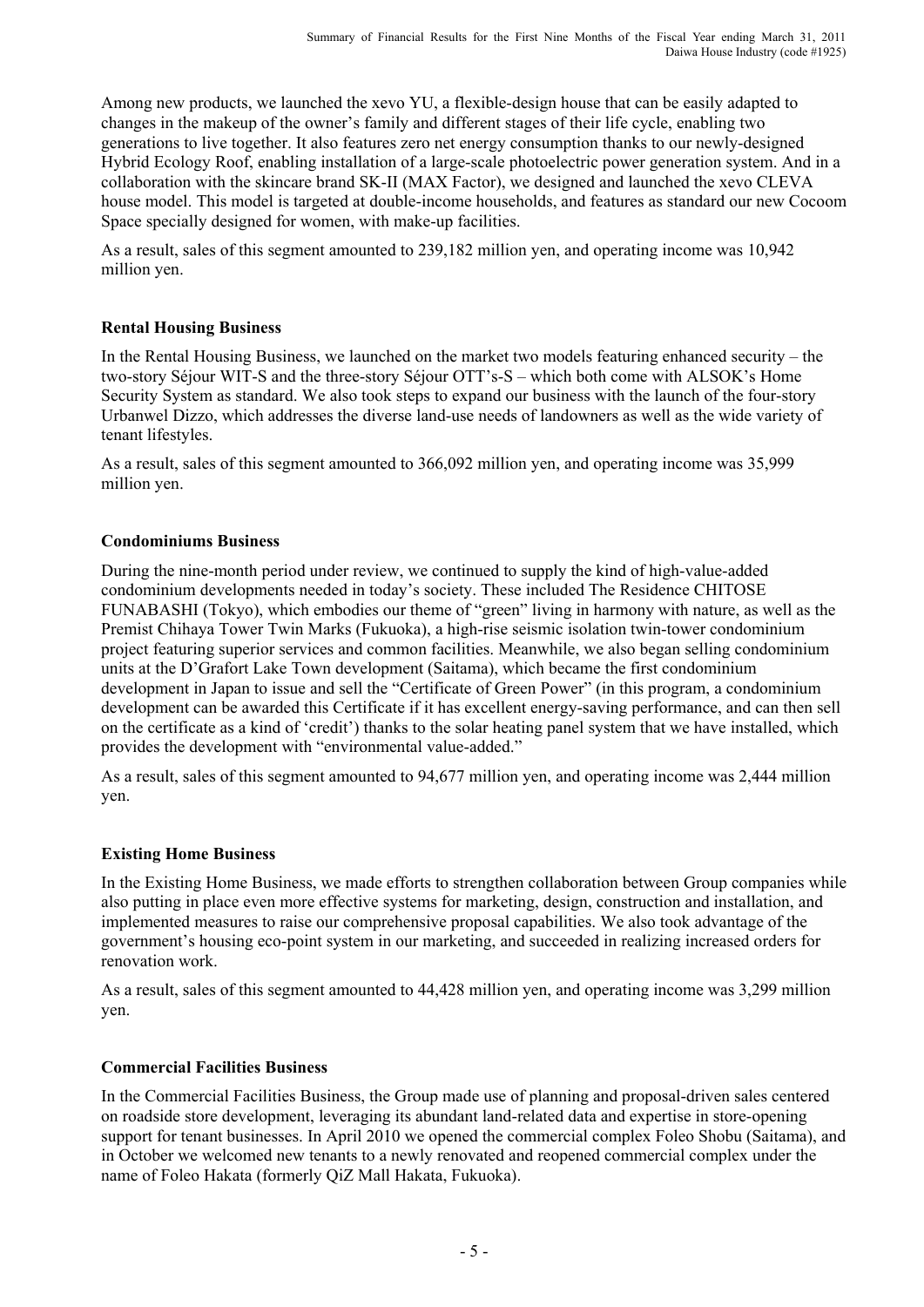Among new products, we launched the xevo YU, a flexible-design house that can be easily adapted to changes in the makeup of the owner's family and different stages of their life cycle, enabling two generations to live together. It also features zero net energy consumption thanks to our newly-designed Hybrid Ecology Roof, enabling installation of a large-scale photoelectric power generation system. And in a collaboration with the skincare brand SK-II (MAX Factor), we designed and launched the xevo CLEVA house model. This model is targeted at double-income households, and features as standard our new Cocoom Space specially designed for women, with make-up facilities.

As a result, sales of this segment amounted to 239,182 million yen, and operating income was 10,942 million yen.

**Rental Housing Business**

In the Rental Housing Business, we launched on the market two models featuring enhanced security – the two-story Séjour WIT-S and the three-story Séjour OTT's-S – which both come with ALSOK's Home Security System as standard. We also took steps to expand our business with the launch of the four-story Urbanwel Dizzo, which addresses the diverse land-use needs of landowners as well as the wide variety of tenant lifestyles.

As a result, sales of this segment amounted to 366,092 million yen, and operating income was 35,999 million yen.

**Condominiums Business**

During the nine-month period under review, we continued to supply the kind of high-value-added condominium developments needed in today's society. These included The Residence CHITOSE FUNABASHI (Tokyo), which embodies our theme of "green" living in harmony with nature, as well as the Premist Chihaya Tower Twin Marks (Fukuoka), a high-rise seismic isolation twin-tower condominium project featuring superior services and common facilities. Meanwhile, we also began selling condominium units at the D'Grafort Lake Town development (Saitama), which became the first condominium development in Japan to issue and sell the "Certificate of Green Power" (in this program, a condominium development can be awarded this Certificate if it has excellent energy-saving performance, and can then sell on the certificate as a kind of 'credit') thanks to the solar heating panel system that we have installed, which provides the development with "environmental value-added."

As a result, sales of this segment amounted to 94,677 million yen, and operating income was 2,444 million yen.

**Existing Home Business**

In the Existing Home Business, we made efforts to strengthen collaboration between Group companies while also putting in place even more effective systems for marketing, design, construction and installation, and implemented measures to raise our comprehensive proposal capabilities. We also took advantage of the government's housing eco-point system in our marketing, and succeeded in realizing increased orders for renovation work.

As a result, sales of this segment amounted to 44,428 million yen, and operating income was 3,299 million yen.

**Commercial Facilities Business**

In the Commercial Facilities Business, the Group made use of planning and proposal-driven sales centered on roadside store development, leveraging its abundant land-related data and expertise in store-opening support for tenant businesses. In April 2010 we opened the commercial complex Foleo Shobu (Saitama), and in October we welcomed new tenants to a newly renovated and reopened commercial complex under the name of Foleo Hakata (formerly QiZ Mall Hakata, Fukuoka).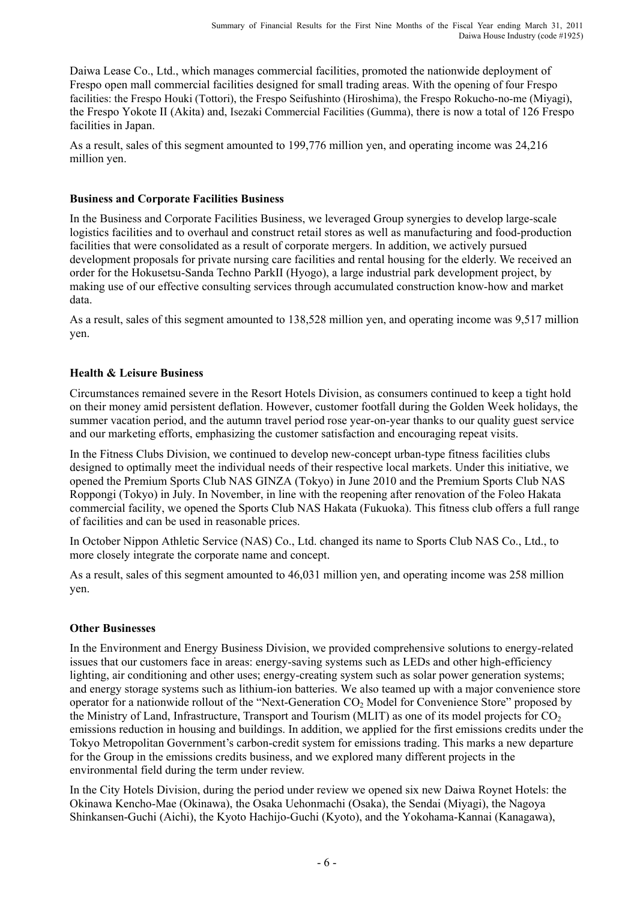Daiwa Lease Co., Ltd., which manages commercial facilities, promoted the nationwide deployment of Frespo open mall commercial facilities designed for small trading areas. With the opening of four Frespo facilities: the Frespo Houki (Tottori), the Frespo Seifushinto (Hiroshima), the Frespo Rokucho-no-me (Miyagi), the Frespo Yokote II (Akita) and, Isezaki Commercial Facilities (Gumma), there is now a total of 126 Frespo facilities in Japan.

As a result, sales of this segment amounted to 199,776 million yen, and operating income was 24,216 million yen.

**Business and Corporate Facilities Business**

In the Business and Corporate Facilities Business, we leveraged Group synergies to develop large-scale logistics facilities and to overhaul and construct retail stores as well as manufacturing and food-production facilities that were consolidated as a result of corporate mergers. In addition, we actively pursued development proposals for private nursing care facilities and rental housing for the elderly. We received an order for the Hokusetsu-Sanda Techno ParkII (Hyogo), a large industrial park development project, by making use of our effective consulting services through accumulated construction know-how and market data.

As a result, sales of this segment amounted to 138,528 million yen, and operating income was 9,517 million yen.

**Health & Leisure Business**

Circumstances remained severe in the Resort Hotels Division, as consumers continued to keep a tight hold on their money amid persistent deflation. However, customer footfall during the Golden Week holidays, the summer vacation period, and the autumn travel period rose year-on-year thanks to our quality guest service and our marketing efforts, emphasizing the customer satisfaction and encouraging repeat visits.

In the Fitness Clubs Division, we continued to develop new-concept urban-type fitness facilities clubs designed to optimally meet the individual needs of their respective local markets. Under this initiative, we opened the Premium Sports Club NAS GINZA (Tokyo) in June 2010 and the Premium Sports Club NAS Roppongi (Tokyo) in July. In November, in line with the reopening after renovation of the Foleo Hakata commercial facility, we opened the Sports Club NAS Hakata (Fukuoka). This fitness club offers a full range of facilities and can be used in reasonable prices.

In October Nippon Athletic Service (NAS) Co., Ltd. changed its name to Sports Club NAS Co., Ltd., to more closely integrate the corporate name and concept.

As a result, sales of this segment amounted to 46,031 million yen, and operating income was 258 million yen.

**Other Businesses**

In the Environment and Energy Business Division, we provided comprehensive solutions to energy-related issues that our customers face in areas: energy-saving systems such as LEDs and other high-efficiency lighting, air conditioning and other uses; energy-creating system such as solar power generation systems; and energy storage systems such as lithium-ion batteries. We also teamed up with a major convenience store operator for a nationwide rollout of the "Next-Generation $CO_2$ Model for Convenience Store" proposed by the Ministry of Land, Infrastructure, Transport and Tourism (MLIT) as one of its model projects for $CO_2$ emissions reduction in housing and buildings. In addition, we applied for the first emissions credits under the Tokyo Metropolitan Government's carbon-credit system for emissions trading. This marks a new departure for the Group in the emissions credits business, and we explored many different projects in the environmental field during the term under review.

In the City Hotels Division, during the period under review we opened six new Daiwa Roynet Hotels: the Okinawa Kencho-Mae (Okinawa), the Osaka Uehonmachi (Osaka), the Sendai (Miyagi), the Nagoya Shinkansen-Guchi (Aichi), the Kyoto Hachijo-Guchi (Kyoto), and the Yokohama-Kannai (Kanagawa),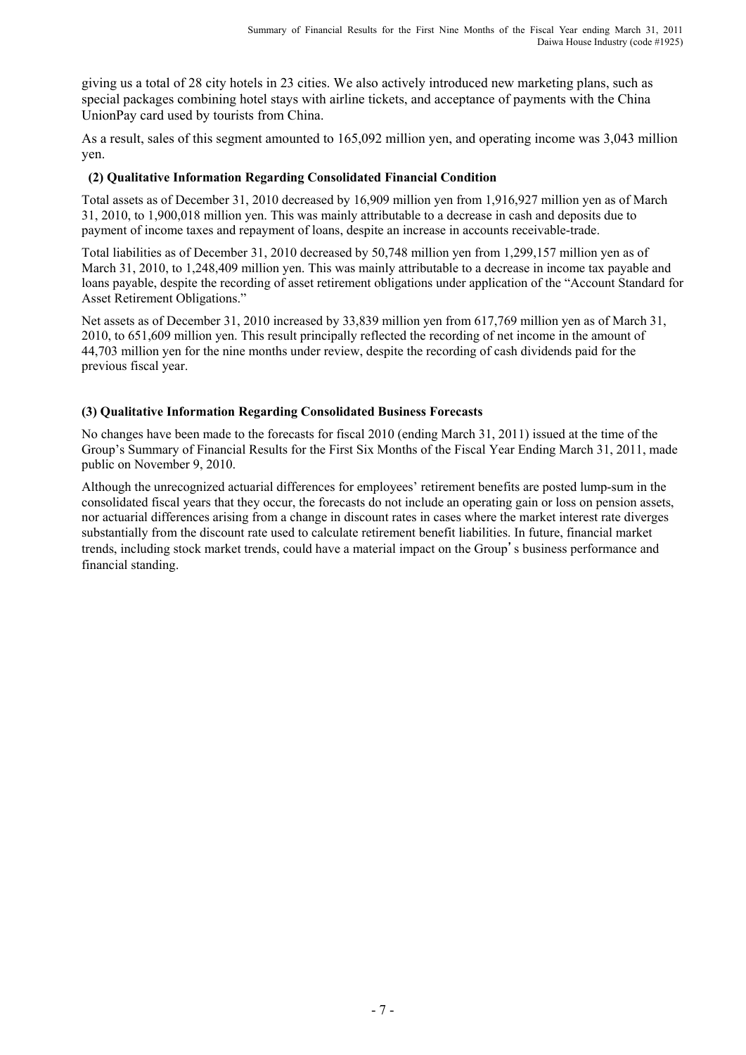giving us a total of 28 city hotels in 23 cities. We also actively introduced new marketing plans, such as special packages combining hotel stays with airline tickets, and acceptance of payments with the China UnionPay card used by tourists from China.

As a result, sales of this segment amounted to 165,092 million yen, and operating income was 3,043 million yen.

### (2) Qualitative Information Regarding Consolidated Financial Condition

Total assets as of December 31, 2010 decreased by 16,909 million yen from 1,916,927 million yen as of March 31, 2010, to 1,900,018 million yen. This was mainly attributable to a decrease in cash and deposits due to payment of income taxes and repayment of loans, despite an increase in accounts receivable-trade.

Total liabilities as of December 31, 2010 decreased by 50,748 million yen from 1,299,157 million yen as of March 31, 2010, to 1,248,409 million yen. This was mainly attributable to a decrease in income tax payable and loans payable, despite the recording of asset retirement obligations under application of the "Account Standard for Asset Retirement Obligations."

Net assets as of December 31, 2010 increased by 33,839 million yen from 617,769 million yen as of March 31, 2010, to 651,609 million yen. This result principally reflected the recording of net income in the amount of 44,703 million yen for the nine months under review, despite the recording of cash dividends paid for the previous fiscal year.

### (3) Qualitative Information Regarding Consolidated Business Forecasts

No changes have been made to the forecasts for fiscal 2010 (ending March 31, 2011) issued at the time of the Group's Summary of Financial Results for the First Six Months of the Fiscal Year Ending March 31, 2011, made public on November 9, 2010.

Although the unrecognized actuarial differences for employees' retirement benefits are posted lump-sum in the consolidated fiscal years that they occur, the forecasts do not include an operating gain or loss on pension assets, nor actuarial differences arising from a change in discount rates in cases where the market interest rate diverges substantially from the discount rate used to calculate retirement benefit liabilities. In future, financial market trends, including stock market trends, could have a material impact on the Group's business performance and financial standing.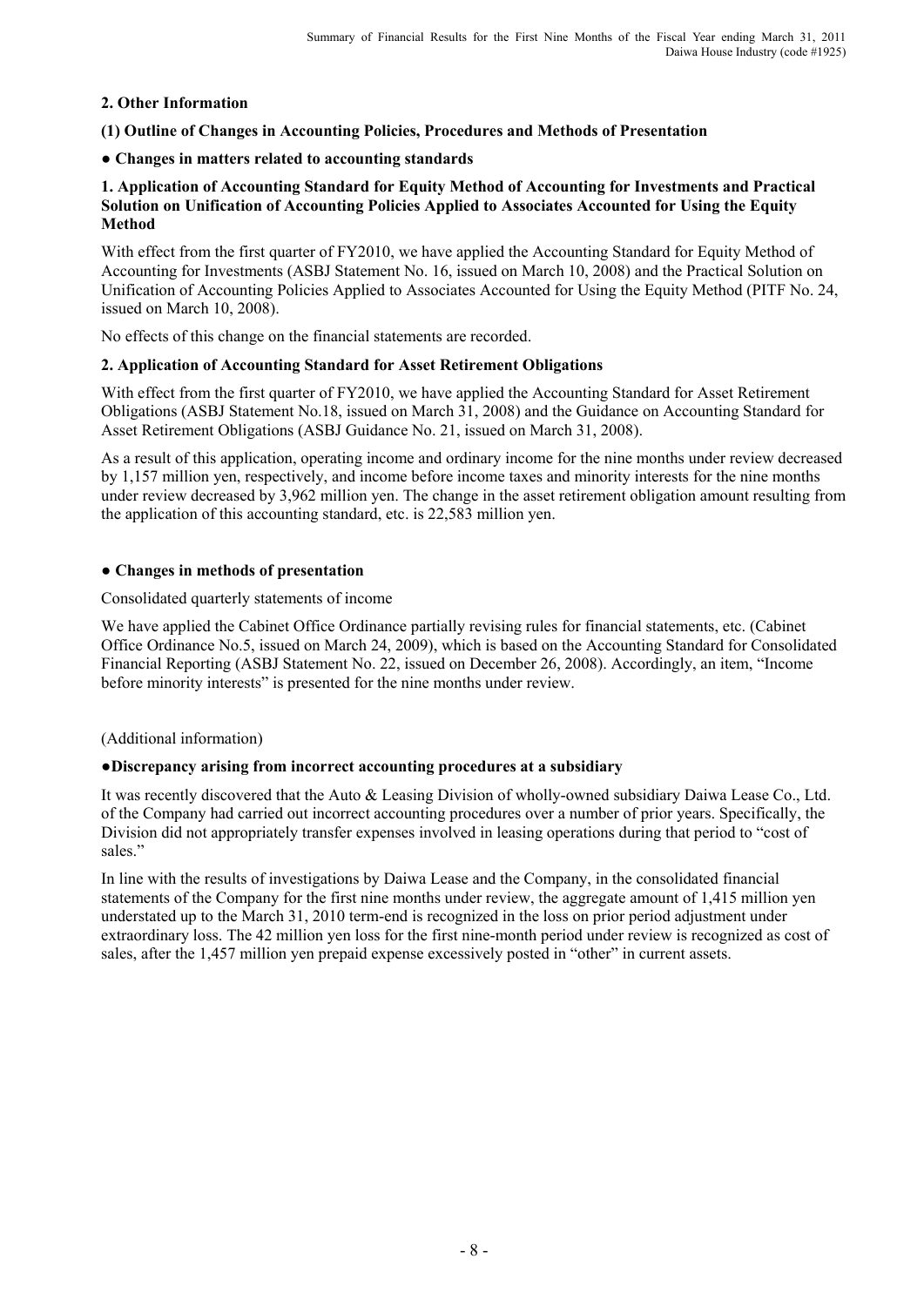## 2. Other Information

### (1) Outline of Changes in Accounting Policies, Procedures and Methods of Presentation

### ● Changes in matters related to accounting standards

#### 1. Application of Accounting Standard for Equity Method of Accounting for Investments and Practical Solution on Unification of Accounting Policies Applied to Associates Accounted for Using the Equity Method

With effect from the first quarter of FY2010, we have applied the Accounting Standard for Equity Method of Accounting for Investments (ASBJ Statement No. 16, issued on March 10, 2008) and the Practical Solution on Unification of Accounting Policies Applied to Associates Accounted for Using the Equity Method (PITF No. 24, issued on March 10, 2008).

No effects of this change on the financial statements are recorded.

#### 2. Application of Accounting Standard for Asset Retirement Obligations

With effect from the first quarter of FY2010, we have applied the Accounting Standard for Asset Retirement Obligations (ASBJ Statement No.18, issued on March 31, 2008) and the Guidance on Accounting Standard for Asset Retirement Obligations (ASBJ Guidance No. 21, issued on March 31, 2008).

As a result of this application, operating income and ordinary income for the nine months under review decreased by 1,157 million yen, respectively, and income before income taxes and minority interests for the nine months under review decreased by 3,962 million yen. The change in the asset retirement obligation amount resulting from the application of this accounting standard, etc. is 22,583 million yen.

### ● Changes in methods of presentation

Consolidated quarterly statements of income

We have applied the Cabinet Office Ordinance partially revising rules for financial statements, etc. (Cabinet Office Ordinance No.5, issued on March 24, 2009), which is based on the Accounting Standard for Consolidated Financial Reporting (ASBJ Statement No. 22, issued on December 26, 2008). Accordingly, an item, "Income before minority interests" is presented for the nine months under review.

(Additional information)

### ●Discrepancy arising from incorrect accounting procedures at a subsidiary

It was recently discovered that the Auto & Leasing Division of wholly-owned subsidiary Daiwa Lease Co., Ltd. of the Company had carried out incorrect accounting procedures over a number of prior years. Specifically, the Division did not appropriately transfer expenses involved in leasing operations during that period to "cost of sales."

In line with the results of investigations by Daiwa Lease and the Company, in the consolidated financial statements of the Company for the first nine months under review, the aggregate amount of 1,415 million yen understated up to the March 31, 2010 term-end is recognized in the loss on prior period adjustment under extraordinary loss. The 42 million yen loss for the first nine-month period under review is recognized as cost of sales, after the 1,457 million yen prepaid expense excessively posted in "other" in current assets.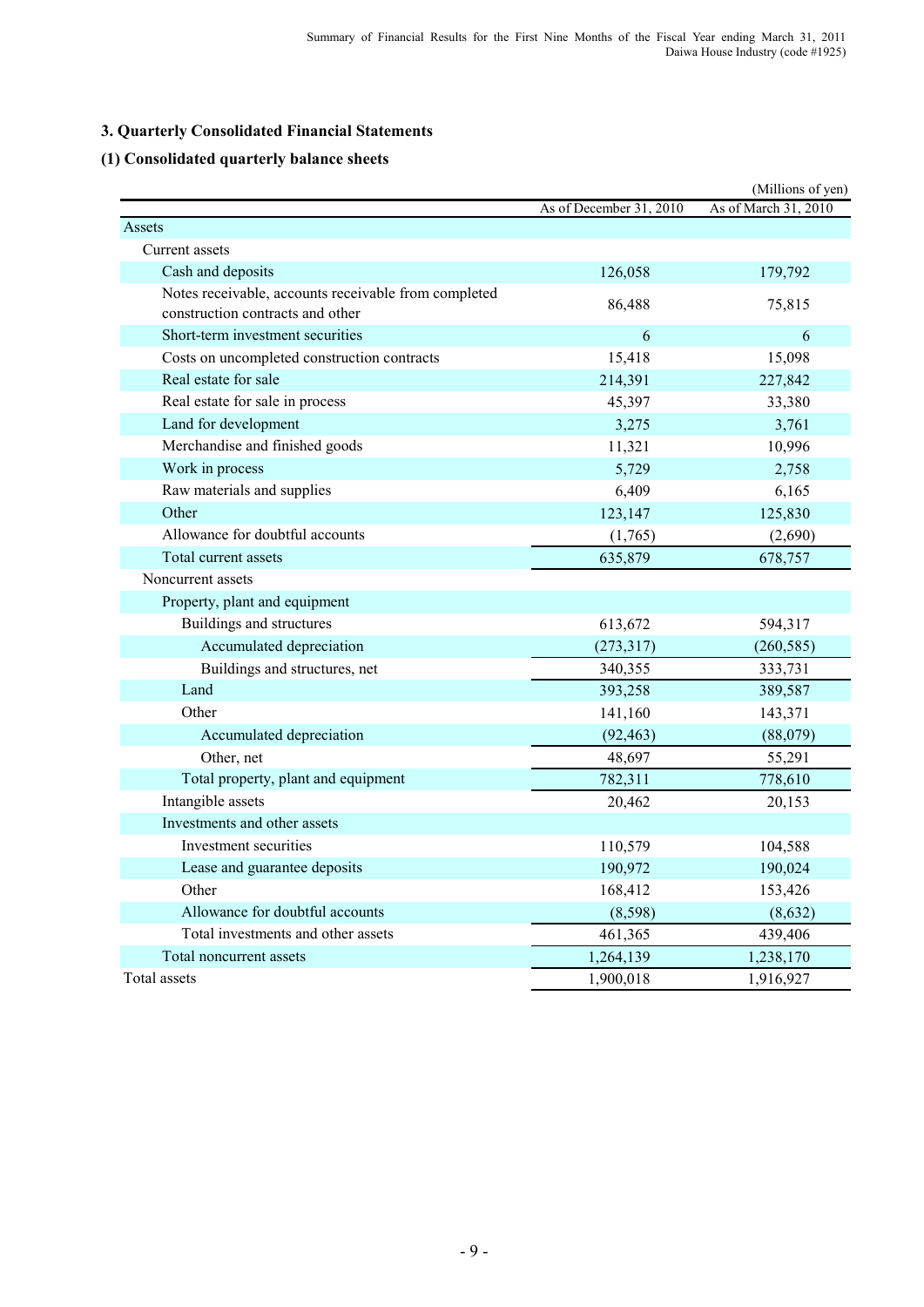## 3. Quarterly Consolidated Financial Statements

### (1) Consolidated quarterly balance sheets

(Millions of yen)

| | As of December 31, 2010 | As of March 31, 2010 |
|---|---|---|
| Assets | | |
| Current assets | | |
| Cash and deposits | 126,058 | 179,792 |
| Notes receivable, accounts receivable from completed construction contracts and other | 86,488 | 75,815 |
| Short-term investment securities | 6 | 6 |
| Costs on uncompleted construction contracts | 15,418 | 15,098 |
| Real estate for sale | 214,391 | 227,842 |
| Real estate for sale in process | 45,397 | 33,380 |
| Land for development | 3,275 | 3,761 |
| Merchandise and finished goods | 11,321 | 10,996 |
| Work in process | 5,729 | 2,758 |
| Raw materials and supplies | 6,409 | 6,165 |
| Other | 123,147 | 125,830 |
| Allowance for doubtful accounts | (1,765) | (2,690) |
| Total current assets | 635,879 | 678,757 |
| Noncurrent assets | | |
| Property, plant and equipment | | |
| Buildings and structures | 613,672 | 594,317 |
| Accumulated depreciation | (273,317) | (260,585) |
| Buildings and structures, net | 340,355 | 333,731 |
| Land | 393,258 | 389,587 |
| Other | 141,160 | 143,371 |
| Accumulated depreciation | (92,463) | (88,079) |
| Other, net | 48,697 | 55,291 |
| Total property, plant and equipment | 782,311 | 778,610 |
| Intangible assets | 20,462 | 20,153 |
| Investments and other assets | | |
| Investment securities | 110,579 | 104,588 |
| Lease and guarantee deposits | 190,972 | 190,024 |
| Other | 168,412 | 153,426 |
| Allowance for doubtful accounts | (8,598) | (8,632) |
| Total investments and other assets | 461,365 | 439,406 |
| Total noncurrent assets | 1,264,139 | 1,238,170 |
| Total assets | 1,900,018 | 1,916,927 |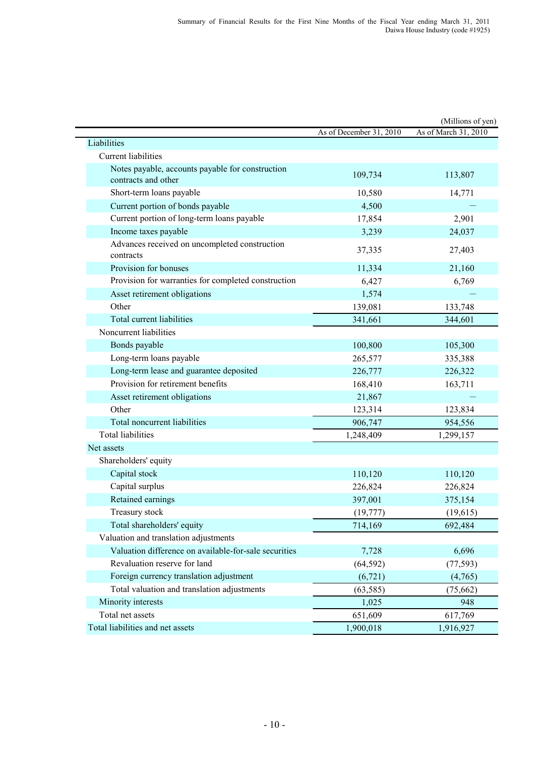(Millions of yen)

| | As of December 31, 2010 | As of March 31, 2010 |
|---|---|---|
| Liabilities | | |
| Current liabilities | | |
| Notes payable, accounts payable for construction contracts and other | 109,734 | 113,807 |
| Short-term loans payable | 10,580 | 14,771 |
| Current portion of bonds payable | 4,500 | — |
| Current portion of long-term loans payable | 17,854 | 2,901 |
| Income taxes payable | 3,239 | 24,037 |
| Advances received on uncompleted construction contracts | 37,335 | 27,403 |
| Provision for bonuses | 11,334 | 21,160 |
| Provision for warranties for completed construction | 6,427 | 6,769 |
| Asset retirement obligations | 1,574 | — |
| Other | 139,081 | 133,748 |
| Total current liabilities | 341,661 | 344,601 |
| Noncurrent liabilities | | |
| Bonds payable | 100,800 | 105,300 |
| Long-term loans payable | 265,577 | 335,388 |
| Long-term lease and guarantee deposited | 226,777 | 226,322 |
| Provision for retirement benefits | 168,410 | 163,711 |
| Asset retirement obligations | 21,867 | — |
| Other | 123,314 | 123,834 |
| Total noncurrent liabilities | 906,747 | 954,556 |
| Total liabilities | 1,248,409 | 1,299,157 |
| Net assets | | |
| Shareholders' equity | | |
| Capital stock | 110,120 | 110,120 |
| Capital surplus | 226,824 | 226,824 |
| Retained earnings | 397,001 | 375,154 |
| Treasury stock | (19,777) | (19,615) |
| Total shareholders' equity | 714,169 | 692,484 |
| Valuation and translation adjustments | | |
| Valuation difference on available-for-sale securities | 7,728 | 6,696 |
| Revaluation reserve for land | (64,592) | (77,593) |
| Foreign currency translation adjustment | (6,721) | (4,765) |
| Total valuation and translation adjustments | (63,585) | (75,662) |
| Minority interests | 1,025 | 948 |
| Total net assets | 651,609 | 617,769 |
| Total liabilities and net assets | 1,900,018 | 1,916,927 |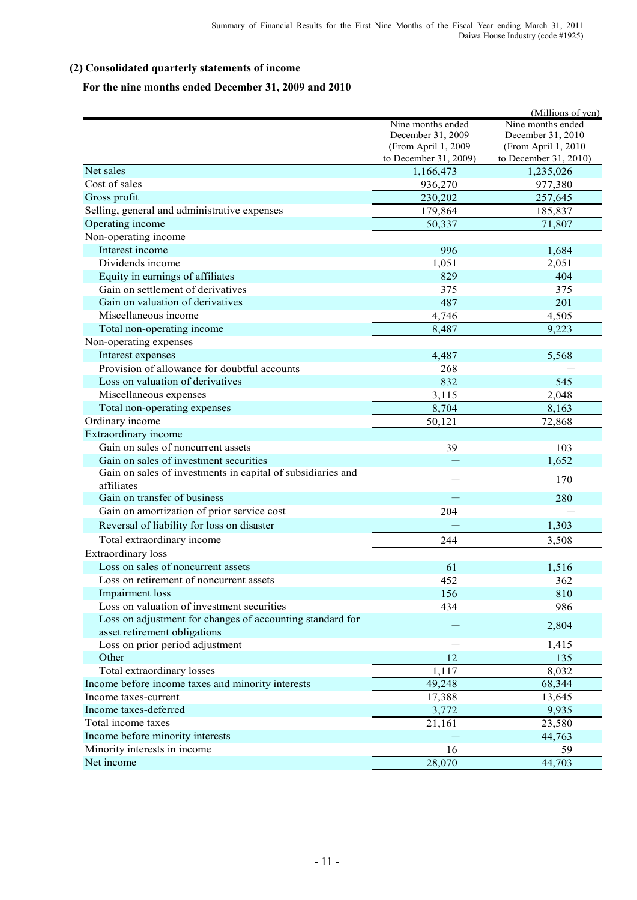## (2) Consolidated quarterly statements of income

### For the nine months ended December 31, 2009 and 2010

(Millions of yen)

| | Nine months ended December 31, 2009 (From April 1, 2009 to December 31, 2009) | Nine months ended December 31, 2010 (From April 1, 2010 to December 31, 2010) |
|---|---|---|
| Net sales | 1,166,473 | 1,235,026 |
| Cost of sales | 936,270 | 977,380 |
| Gross profit | 230,202 | 257,645 |
| Selling, general and administrative expenses | 179,864 | 185,837 |
| Operating income | 50,337 | 71,807 |
| Non-operating income | | |
| Interest income | 996 | 1,684 |
| Dividends income | 1,051 | 2,051 |
| Equity in earnings of affiliates | 829 | 404 |
| Gain on settlement of derivatives | 375 | 375 |
| Gain on valuation of derivatives | 487 | 201 |
| Miscellaneous income | 4,746 | 4,505 |
| Total non-operating income | 8,487 | 9,223 |
| Non-operating expenses | | |
| Interest expenses | 4,487 | 5,568 |
| Provision of allowance for doubtful accounts | 268 | — |
| Loss on valuation of derivatives | 832 | 545 |
| Miscellaneous expenses | 3,115 | 2,048 |
| Total non-operating expenses | 8,704 | 8,163 |
| Ordinary income | 50,121 | 72,868 |
| Extraordinary income | | |
| Gain on sales of noncurrent assets | 39 | 103 |
| Gain on sales of investment securities | — | 1,652 |
| Gain on sales of investments in capital of subsidiaries and affiliates | — | 170 |
| Gain on transfer of business | — | 280 |
| Gain on amortization of prior service cost | 204 | — |
| Reversal of liability for loss on disaster | — | 1,303 |
| Total extraordinary income | 244 | 3,508 |
| Extraordinary loss | | |
| Loss on sales of noncurrent assets | 61 | 1,516 |
| Loss on retirement of noncurrent assets | 452 | 362 |
| Impairment loss | 156 | 810 |
| Loss on valuation of investment securities | 434 | 986 |
| Loss on adjustment for changes of accounting standard for asset retirement obligations | — | 2,804 |
| Loss on prior period adjustment | — | 1,415 |
| Other | 12 | 135 |
| Total extraordinary losses | 1,117 | 8,032 |
| Income before income taxes and minority interests | 49,248 | 68,344 |
| Income taxes-current | 17,388 | 13,645 |
| Income taxes-deferred | 3,772 | 9,935 |
| Total income taxes | 21,161 | 23,580 |
| Income before minority interests | — | 44,763 |
| Minority interests in income | 16 | 59 |
| Net income | 28,070 | 44,703 |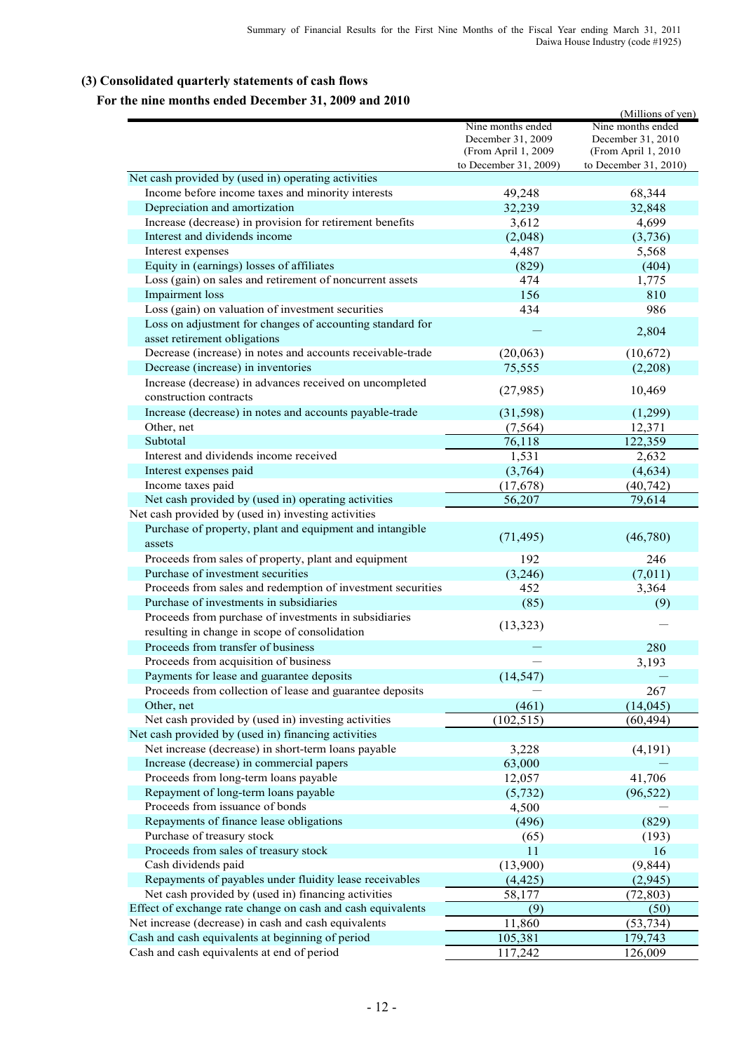### (3) Consolidated quarterly statements of cash flows

### For the nine months ended December 31, 2009 and 2010

(Millions of yen)

| | Nine months ended December 31, 2009 (From April 1, 2009 to December 31, 2009) | Nine months ended December 31, 2010 (From April 1, 2010 to December 31, 2010) |
|---|---|---|
| Net cash provided by (used in) operating activities | | |
| Income before income taxes and minority interests | 49,248 | 68,344 |
| Depreciation and amortization | 32,239 | 32,848 |
| Increase (decrease) in provision for retirement benefits | 3,612 | 4,699 |
| Interest and dividends income | (2,048) | (3,736) |
| Interest expenses | 4,487 | 5,568 |
| Equity in (earnings) losses of affiliates | (829) | (404) |
| Loss (gain) on sales and retirement of noncurrent assets | 474 | 1,775 |
| Impairment loss | 156 | 810 |
| Loss (gain) on valuation of investment securities | 434 | 986 |
| Loss on adjustment for changes of accounting standard for asset retirement obligations | — | 2,804 |
| Decrease (increase) in notes and accounts receivable-trade | (20,063) | (10,672) |
| Decrease (increase) in inventories | 75,555 | (2,208) |
| Increase (decrease) in advances received on uncompleted construction contracts | (27,985) | 10,469 |
| Increase (decrease) in notes and accounts payable-trade | (31,598) | (1,299) |
| Other, net | (7,564) | 12,371 |
| Subtotal | 76,118 | 122,359 |
| Interest and dividends income received | 1,531 | 2,632 |
| Interest expenses paid | (3,764) | (4,634) |
| Income taxes paid | (17,678) | (40,742) |
| Net cash provided by (used in) operating activities | 56,207 | 79,614 |
| Net cash provided by (used in) investing activities | | |
| Purchase of property, plant and equipment and intangible assets | (71,495) | (46,780) |
| Proceeds from sales of property, plant and equipment | 192 | 246 |
| Purchase of investment securities | (3,246) | (7,011) |
| Proceeds from sales and redemption of investment securities | 452 | 3,364 |
| Purchase of investments in subsidiaries | (85) | (9) |
| Proceeds from purchase of investments in subsidiaries resulting in change in scope of consolidation | (13,323) | — |
| Proceeds from transfer of business | — | 280 |
| Proceeds from acquisition of business | — | 3,193 |
| Payments for lease and guarantee deposits | (14,547) | — |
| Proceeds from collection of lease and guarantee deposits | — | 267 |
| Other, net | (461) | (14,045) |
| Net cash provided by (used in) investing activities | (102,515) | (60,494) |
| Net cash provided by (used in) financing activities | | |
| Net increase (decrease) in short-term loans payable | 3,228 | (4,191) |
| Increase (decrease) in commercial papers | 63,000 | — |
| Proceeds from long-term loans payable | 12,057 | 41,706 |
| Repayment of long-term loans payable | (5,732) | (96,522) |
| Proceeds from issuance of bonds | 4,500 | — |
| Repayments of finance lease obligations | (496) | (829) |
| Purchase of treasury stock | (65) | (193) |
| Proceeds from sales of treasury stock | 11 | 16 |
| Cash dividends paid | (13,900) | (9,844) |
| Repayments of payables under fluidity lease receivables | (4,425) | (2,945) |
| Net cash provided by (used in) financing activities | 58,177 | (72,803) |
| Effect of exchange rate change on cash and cash equivalents | (9) | (50) |
| Net increase (decrease) in cash and cash equivalents | 11,860 | (53,734) |
| Cash and cash equivalents at beginning of period | 105,381 | 179,743 |
| Cash and cash equivalents at end of period | 117,242 | 126,009 |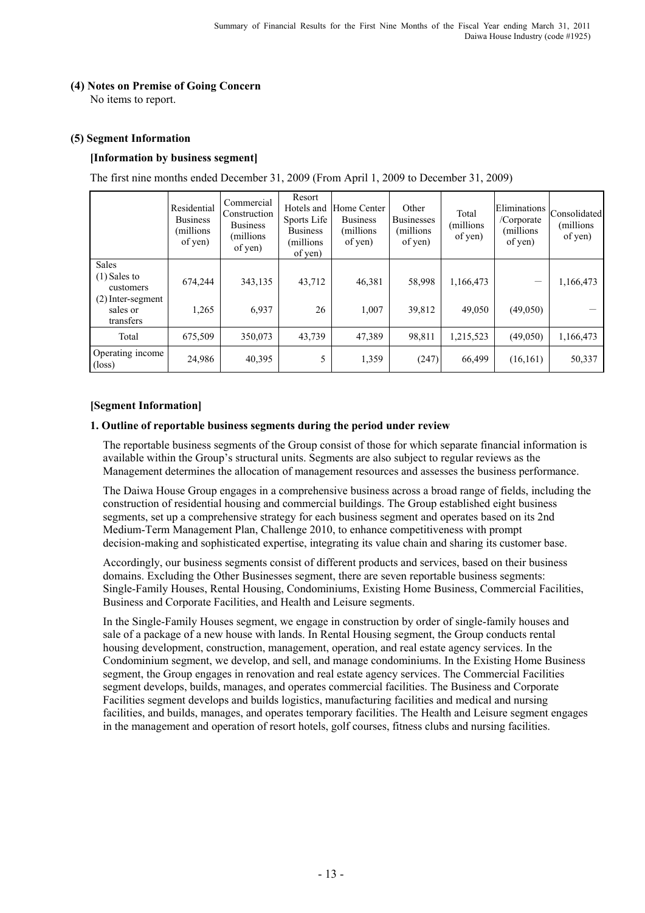### (4) Notes on Premise of Going Concern

No items to report.

### (5) Segment Information

#### [Information by business segment]

The first nine months ended December 31, 2009 (From April 1, 2009 to December 31, 2009)

| | Residential Business (millions of yen) | Commercial Construction Business (millions of yen) | Resort Hotels and Sports Life Business (millions of yen) | Home Center Business (millions of yen) | Other Businesses (millions of yen) | Total (millions of yen) | Eliminations /Corporate (millions of yen) | Consolidated (millions of yen) |
|---|---|---|---|---|---|---|---|---|
| Sales<br>(1) Sales to customers | 674,244 | 343,135 | 43,712 | 46,381 | 58,998 | 1,166,473 | ― | 1,166,473 |
| (2) Inter-segment sales or transfers | 1,265 | 6,937 | 26 | 1,007 | 39,812 | 49,050 | (49,050) | ― |
| Total | 675,509 | 350,073 | 43,739 | 47,389 | 98,811 | 1,215,523 | (49,050) | 1,166,473 |
| Operating income (loss) | 24,986 | 40,395 | 5 | 1,359 | (247) | 66,499 | (16,161) | 50,337 |

#### [Segment Information]

#### 1. Outline of reportable business segments during the period under review

The reportable business segments of the Group consist of those for which separate financial information is available within the Group's structural units. Segments are also subject to regular reviews as the Management determines the allocation of management resources and assesses the business performance.

The Daiwa House Group engages in a comprehensive business across a broad range of fields, including the construction of residential housing and commercial buildings. The Group established eight business segments, set up a comprehensive strategy for each business segment and operates based on its 2nd Medium-Term Management Plan, Challenge 2010, to enhance competitiveness with prompt decision-making and sophisticated expertise, integrating its value chain and sharing its customer base.

Accordingly, our business segments consist of different products and services, based on their business domains. Excluding the Other Businesses segment, there are seven reportable business segments: Single-Family Houses, Rental Housing, Condominiums, Existing Home Business, Commercial Facilities, Business and Corporate Facilities, and Health and Leisure segments.

In the Single-Family Houses segment, we engage in construction by order of single-family houses and sale of a package of a new house with lands. In Rental Housing segment, the Group conducts rental housing development, construction, management, operation, and real estate agency services. In the Condominium segment, we develop, and sell, and manage condominiums. In the Existing Home Business segment, the Group engages in renovation and real estate agency services. The Commercial Facilities segment develops, builds, manages, and operates commercial facilities. The Business and Corporate Facilities segment develops and builds logistics, manufacturing facilities and medical and nursing facilities, and builds, manages, and operates temporary facilities. The Health and Leisure segment engages in the management and operation of resort hotels, golf courses, fitness clubs and nursing facilities.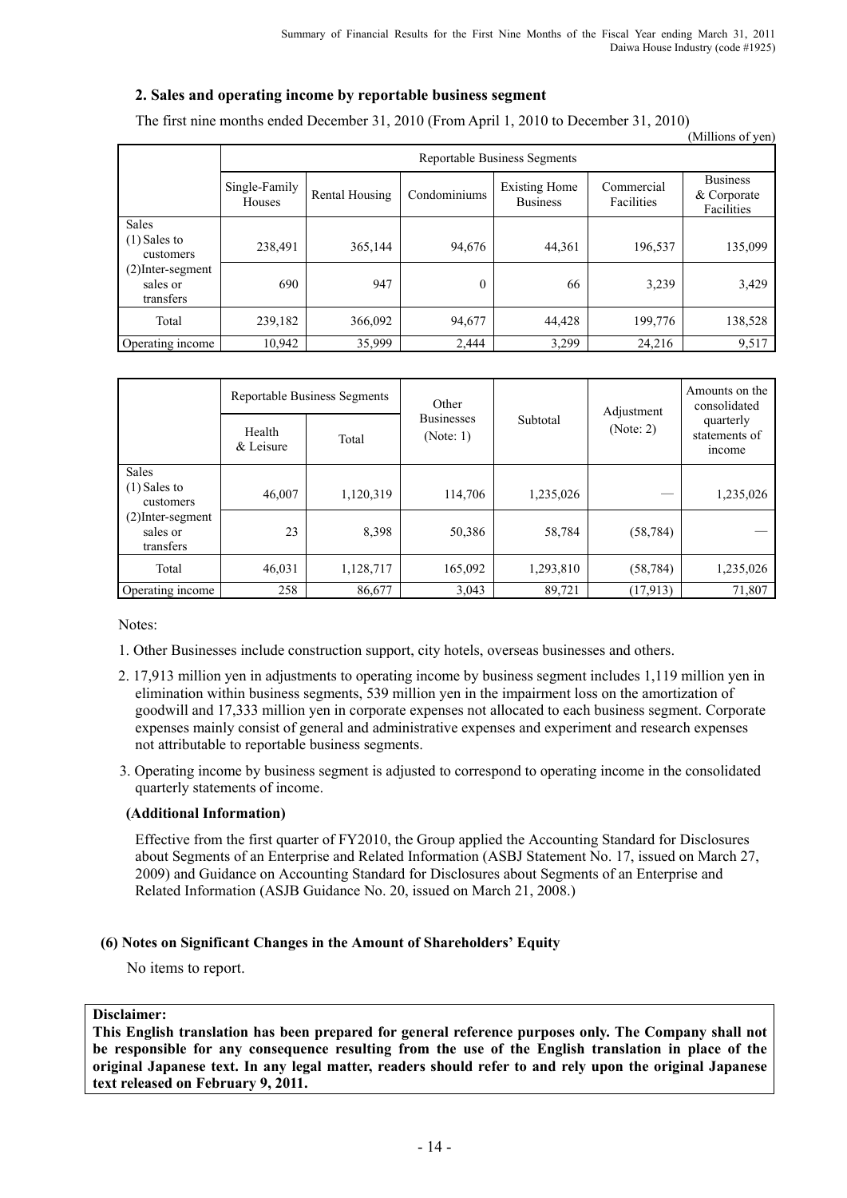## 2. Sales and operating income by reportable business segment

The first nine months ended December 31, 2010 (From April 1, 2010 to December 31, 2010)

(Millions of yen)

| | Reportable Business Segments | | | | | |
|---|---|---|---|---|---|---|
| | Single-Family Houses | Rental Housing | Condominiums | Existing Home Business | Commercial Facilities | Business & Corporate Facilities |
| Sales<br>(1) Sales to customers | 238,491 | 365,144 | 94,676 | 44,361 | 196,537 | 135,099 |
| (2)Inter-segment sales or transfers | 690 | 947 | 0 | 66 | 3,239 | 3,429 |
| Total | 239,182 | 366,092 | 94,677 | 44,428 | 199,776 | 138,528 |
| Operating income | 10,942 | 35,999 | 2,444 | 3,299 | 24,216 | 9,517 |

| | Reportable Business Segments | | Other Businesses (Note: 1) | Subtotal | Adjustment (Note: 2) | Amounts on the consolidated quarterly statements of income |
|---|---|---|---|---|---|---|
| | Health & Leisure | Total | | | | |
| Sales<br>(1) Sales to customers | 46,007 | 1,120,319 | 114,706 | 1,235,026 | — | 1,235,026 |
| (2)Inter-segment sales or transfers | 23 | 8,398 | 50,386 | 58,784 | (58,784) | — |
| Total | 46,031 | 1,128,717 | 165,092 | 1,293,810 | (58,784) | 1,235,026 |
| Operating income | 258 | 86,677 | 3,043 | 89,721 | (17,913) | 71,807 |

Notes:

1. Other Businesses include construction support, city hotels, overseas businesses and others.
2. 17,913 million yen in adjustments to operating income by business segment includes 1,119 million yen in elimination within business segments, 539 million yen in the impairment loss on the amortization of goodwill and 17,333 million yen in corporate expenses not allocated to each business segment. Corporate expenses mainly consist of general and administrative expenses and experiment and research expenses not attributable to reportable business segments.
3. Operating income by business segment is adjusted to correspond to operating income in the consolidated quarterly statements of income.

**(Additional Information)**

Effective from the first quarter of FY2010, the Group applied the Accounting Standard for Disclosures about Segments of an Enterprise and Related Information (ASBJ Statement No. 17, issued on March 27, 2009) and Guidance on Accounting Standard for Disclosures about Segments of an Enterprise and Related Information (ASJB Guidance No. 20, issued on March 21, 2008.)

### (6) Notes on Significant Changes in the Amount of Shareholders' Equity

No items to report.

**Disclaimer:**
**This English translation has been prepared for general reference purposes only. The Company shall not be responsible for any consequence resulting from the use of the English translation in place of the original Japanese text. In any legal matter, readers should refer to and rely upon the original Japanese text released on February 9, 2011.**